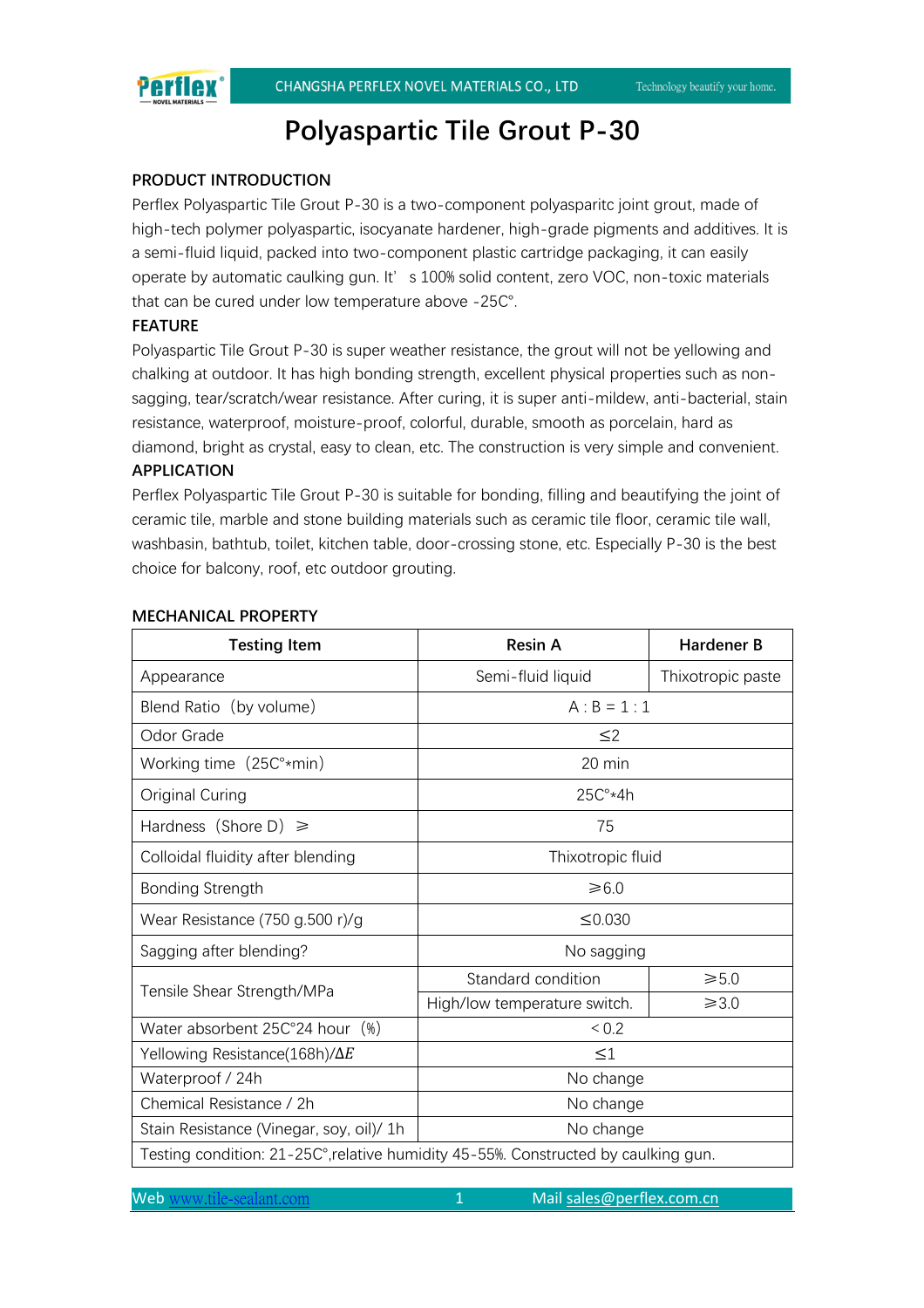# Polyaspartic Tile Grout P-30

## PRODUCT INTRODUCTION

Perflex Polyaspartic Tile Grout P-30 is a two-component polyasparitc joint grout, made of high-tech polymer polyaspartic, isocyanate hardener, high-grade pigments and additives. It is a semi-fluid liquid, packed into two-component plastic cartridge packaging, it can easily operate by automatic caulking gun. It' s 100% solid content, zero VOC, non-toxic materials that can be cured under low temperature above -25C°.

## FEATURE

Polyaspartic Tile Grout P-30 is super weather resistance, the grout will not be yellowing and chalking at outdoor. It has high bonding strength, excellent physical properties such as non-sagging, tear/scratch/wear resistance. After curing, it is super anti-mildew, anti-bacterial, stain resistance, waterproof, moisture-proof, colorful, durable, smooth as porcelain, hard as diamond, bright as crystal, easy to clean, etc. The construction is very simple and convenient.

## APPLICATION

Perflex Polyaspartic Tile Grout P-30 is suitable for bonding, filling and beautifying the joint of ceramic tile, marble and stone building materials such as ceramic tile floor, ceramic tile wall, washbasin, bathtub, toilet, kitchen table, door-crossing stone, etc. Especially P-30 is the best choice for balcony, roof, etc outdoor grouting.

## MECHANICAL PROPERTY

| Testing Item | Resin A | Hardener B |
|---|---|---|
| Appearance | Semi-fluid liquid | Thixotropic paste |
| Blend Ratio（by volume） | A : B = 1 : 1 | |
| Odor Grade | ≤2 | |
| Working time（25C°*min） | 20 min | |
| Original Curing | 25C°*4h | |
| Hardness（Shore D）≥ | 75 | |
| Colloidal fluidity after blending | Thixotropic fluid | |
| Bonding Strength | ≥6.0 | |
| Wear Resistance (750 g.500 r)/g | ≤0.030 | |
| Sagging after blending? | No sagging | |
| Tensile Shear Strength/MPa | Standard condition | ≥5.0 |
| | High/low temperature switch. | ≥3.0 |
| Water absorbent 25C°24 hour（%） | ＜0.2 | |
| Yellowing Resistance(168h)/$\Delta E$ | ≤1 | |
| Waterproof / 24h | No change | |
| Chemical Resistance / 2h | No change | |
| Stain Resistance (Vinegar, soy, oil)/ 1h | No change | |
| Testing condition: 21-25C°,relative humidity 45-55%. Constructed by caulking gun. | | |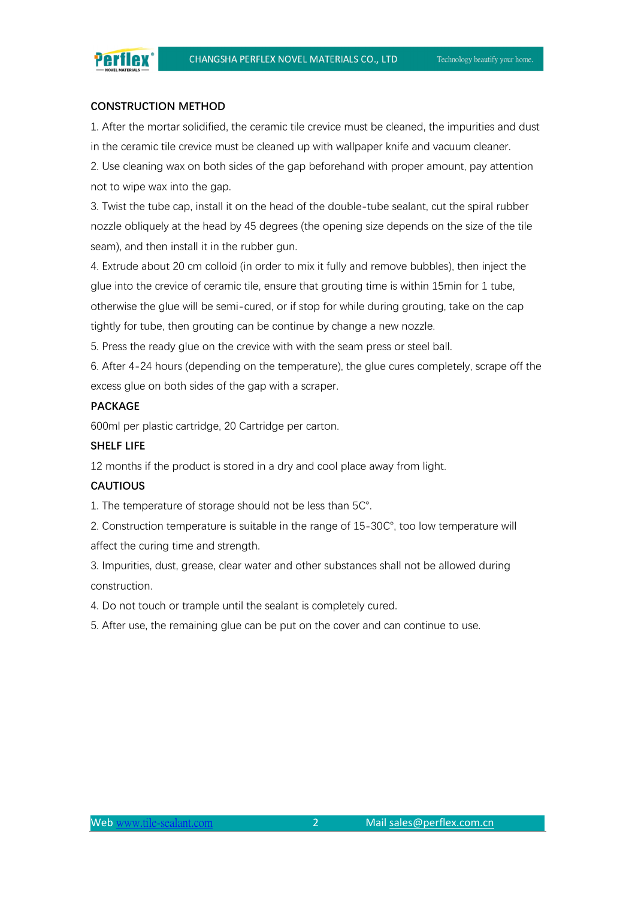## CONSTRUCTION METHOD

1. After the mortar solidified, the ceramic tile crevice must be cleaned, the impurities and dust in the ceramic tile crevice must be cleaned up with wallpaper knife and vacuum cleaner.
2. Use cleaning wax on both sides of the gap beforehand with proper amount, pay attention not to wipe wax into the gap.
3. Twist the tube cap, install it on the head of the double-tube sealant, cut the spiral rubber nozzle obliquely at the head by 45 degrees (the opening size depends on the size of the tile seam), and then install it in the rubber gun.
4. Extrude about 20 cm colloid (in order to mix it fully and remove bubbles), then inject the glue into the crevice of ceramic tile, ensure that grouting time is within 15min for 1 tube, otherwise the glue will be semi-cured, or if stop for while during grouting, take on the cap tightly for tube, then grouting can be continue by change a new nozzle.
5. Press the ready glue on the crevice with with the seam press or steel ball.
6. After 4-24 hours (depending on the temperature), the glue cures completely, scrape off the excess glue on both sides of the gap with a scraper.

## PACKAGE

600ml per plastic cartridge, 20 Cartridge per carton.

## SHELF LIFE

12 months if the product is stored in a dry and cool place away from light.

## CAUTIOUS

1. The temperature of storage should not be less than 5C°.
2. Construction temperature is suitable in the range of 15-30C°, too low temperature will affect the curing time and strength.
3. Impurities, dust, grease, clear water and other substances shall not be allowed during construction.
4. Do not touch or trample until the sealant is completely cured.
5. After use, the remaining glue can be put on the cover and can continue to use.